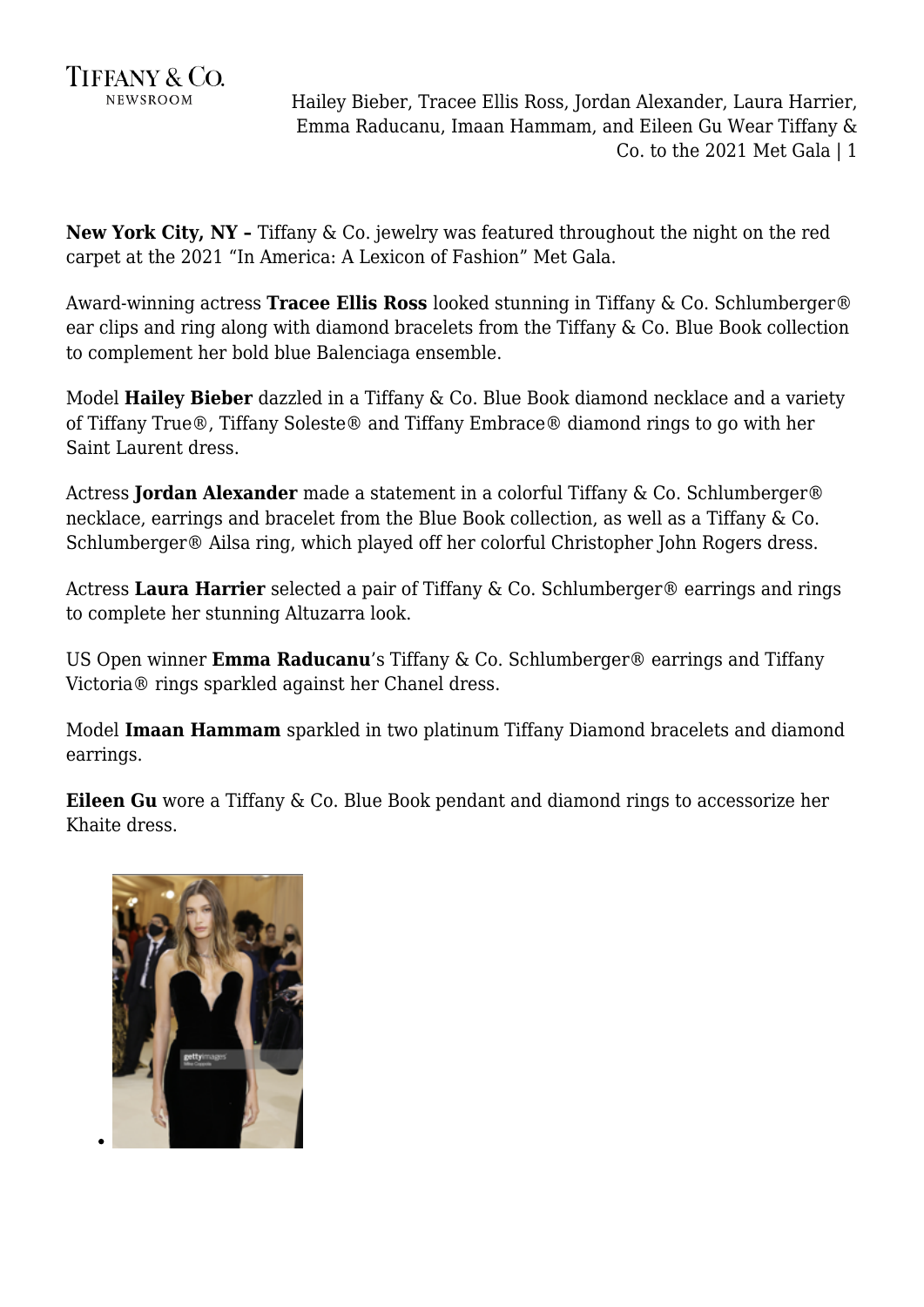**New York City, NY –** Tiffany & Co. jewelry was featured throughout the night on the red carpet at the 2021 "In America: A Lexicon of Fashion" Met Gala.

Award-winning actress **Tracee Ellis Ross** looked stunning in Tiffany & Co. Schlumberger® ear clips and ring along with diamond bracelets from the Tiffany & Co. Blue Book collection to complement her bold blue Balenciaga ensemble.

Model **Hailey Bieber** dazzled in a Tiffany & Co. Blue Book diamond necklace and a variety of Tiffany True®, Tiffany Soleste® and Tiffany Embrace® diamond rings to go with her Saint Laurent dress.

Actress **Jordan Alexander** made a statement in a colorful Tiffany & Co. Schlumberger® necklace, earrings and bracelet from the Blue Book collection, as well as a Tiffany & Co. Schlumberger® Ailsa ring, which played off her colorful Christopher John Rogers dress.

Actress **Laura Harrier** selected a pair of Tiffany & Co. Schlumberger® earrings and rings to complete her stunning Altuzarra look.

US Open winner **Emma Raducanu**'s Tiffany & Co. Schlumberger® earrings and Tiffany Victoria® rings sparkled against her Chanel dress.

Model **Imaan Hammam** sparkled in two platinum Tiffany Diamond bracelets and diamond earrings.

**Eileen Gu** wore a Tiffany & Co. Blue Book pendant and diamond rings to accessorize her Khaite dress.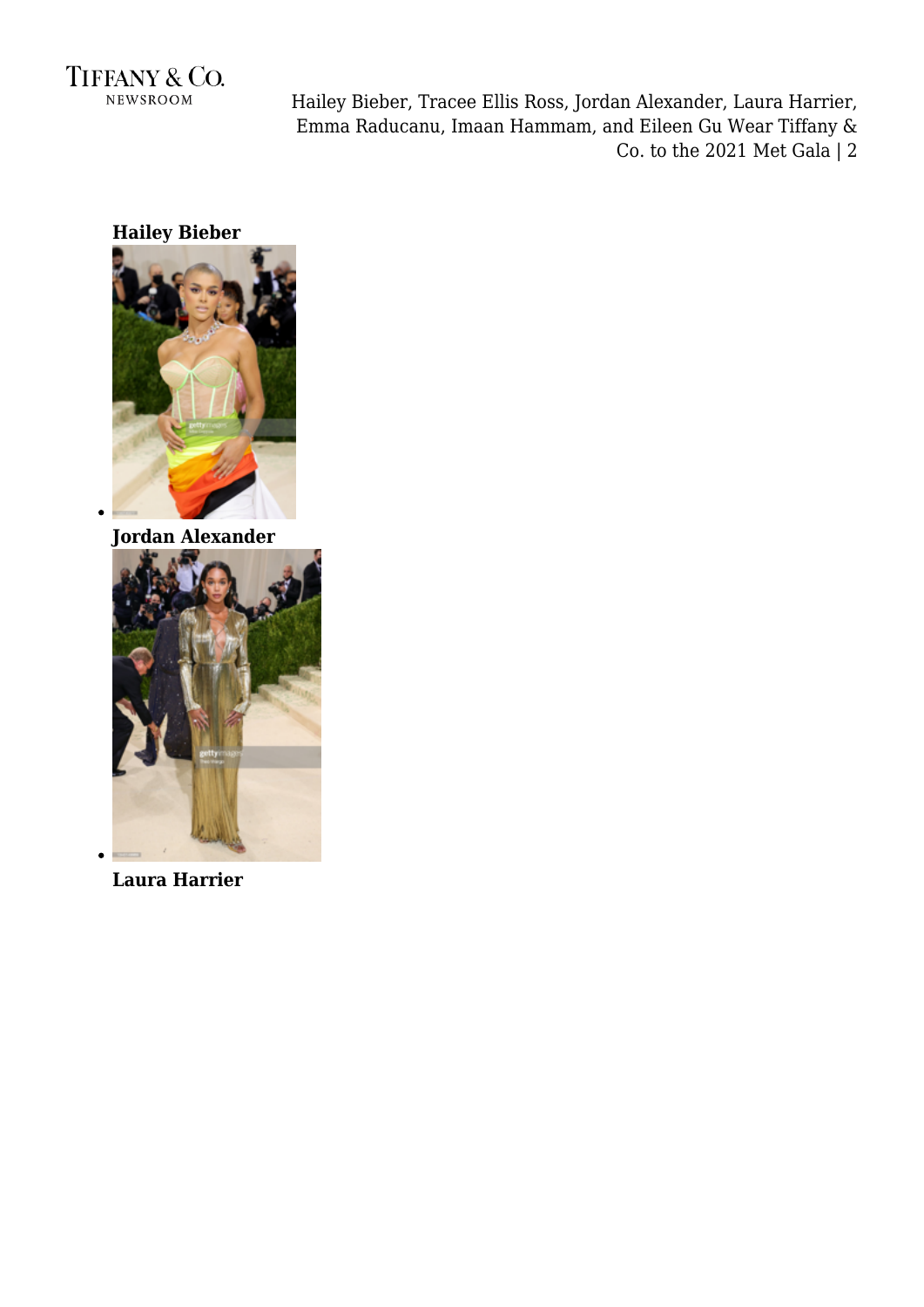**Hailey Bieber**

- 

**Jordan Alexander**

- 

**Laura Harrier**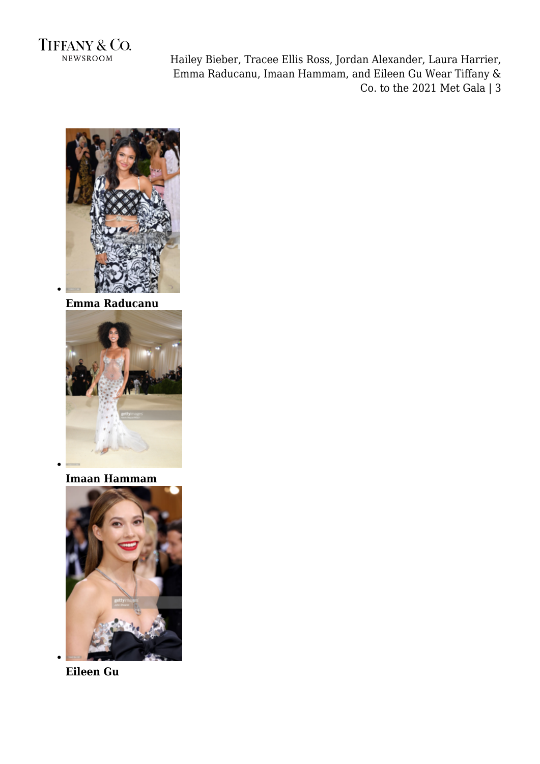- **Emma Raducanu**
- **Imaan Hammam**
- **Eileen Gu**